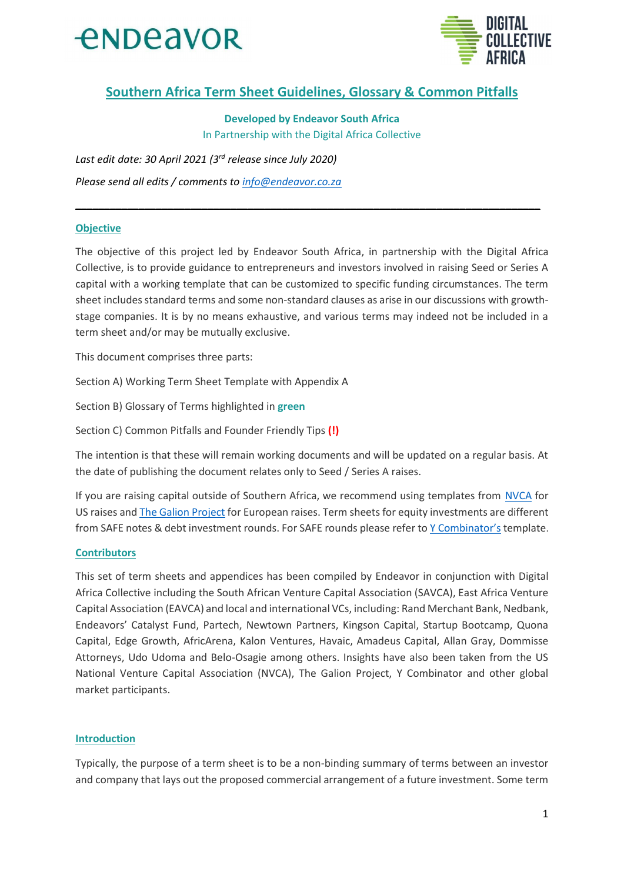# Southern Africa Term Sheet Guidelines, Glossary & Common Pitfalls

**Developed by Endeavor South Africa**

In Partnership with the Digital Africa Collective

*Last edit date: 30 April 2021 (3rd release since July 2020)*

*Please send all edits / comments to info@endeavor.co.za*

---

## Objective

The objective of this project led by Endeavor South Africa, in partnership with the Digital Africa Collective, is to provide guidance to entrepreneurs and investors involved in raising Seed or Series A capital with a working template that can be customized to specific funding circumstances. The term sheet includes standard terms and some non-standard clauses as arise in our discussions with growth-stage companies. It is by no means exhaustive, and various terms may indeed not be included in a term sheet and/or may be mutually exclusive.

This document comprises three parts:

Section A) Working Term Sheet Template with Appendix A

Section B) Glossary of Terms highlighted in **green**

Section C) Common Pitfalls and Founder Friendly Tips **(!)**

The intention is that these will remain working documents and will be updated on a regular basis. At the date of publishing the document relates only to Seed / Series A raises.

If you are raising capital outside of Southern Africa, we recommend using templates from NVCA for US raises and The Galion Project for European raises. Term sheets for equity investments are different from SAFE notes & debt investment rounds. For SAFE rounds please refer to Y Combinator's template.

## Contributors

This set of term sheets and appendices has been compiled by Endeavor in conjunction with Digital Africa Collective including the South African Venture Capital Association (SAVCA), East Africa Venture Capital Association (EAVCA) and local and international VCs, including: Rand Merchant Bank, Nedbank, Endeavors' Catalyst Fund, Partech, Newtown Partners, Kingson Capital, Startup Bootcamp, Quona Capital, Edge Growth, AfricArena, Kalon Ventures, Havaic, Amadeus Capital, Allan Gray, Dommisse Attorneys, Udo Udoma and Belo-Osagie among others. Insights have also been taken from the US National Venture Capital Association (NVCA), The Galion Project, Y Combinator and other global market participants.

## Introduction

Typically, the purpose of a term sheet is to be a non-binding summary of terms between an investor and company that lays out the proposed commercial arrangement of a future investment. Some term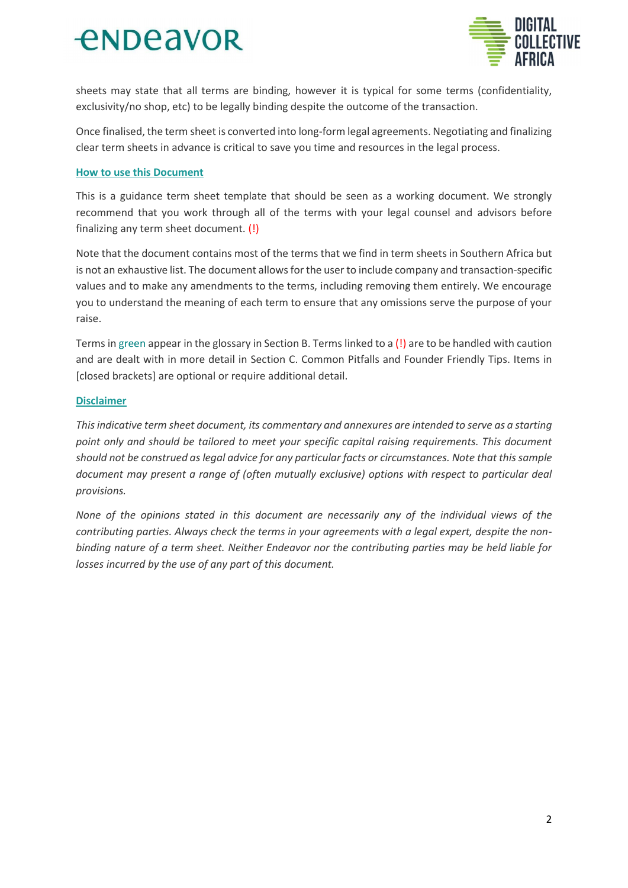sheets may state that all terms are binding, however it is typical for some terms (confidentiality, exclusivity/no shop, etc) to be legally binding despite the outcome of the transaction.

Once finalised, the term sheet is converted into long-form legal agreements. Negotiating and finalizing clear term sheets in advance is critical to save you time and resources in the legal process.

**How to use this Document**

This is a guidance term sheet template that should be seen as a working document. We strongly recommend that you work through all of the terms with your legal counsel and advisors before finalizing any term sheet document. (!)

Note that the document contains most of the terms that we find in term sheets in Southern Africa but is not an exhaustive list. The document allows for the user to include company and transaction-specific values and to make any amendments to the terms, including removing them entirely. We encourage you to understand the meaning of each term to ensure that any omissions serve the purpose of your raise.

Terms in green appear in the glossary in Section B. Terms linked to a (!) are to be handled with caution and are dealt with in more detail in Section C. Common Pitfalls and Founder Friendly Tips. Items in [closed brackets] are optional or require additional detail.

**Disclaimer**

*This indicative term sheet document, its commentary and annexures are intended to serve as a starting point only and should be tailored to meet your specific capital raising requirements. This document should not be construed as legal advice for any particular facts or circumstances. Note that this sample document may present a range of (often mutually exclusive) options with respect to particular deal provisions.*

*None of the opinions stated in this document are necessarily any of the individual views of the contributing parties. Always check the terms in your agreements with a legal expert, despite the non-binding nature of a term sheet. Neither Endeavor nor the contributing parties may be held liable for losses incurred by the use of any part of this document.*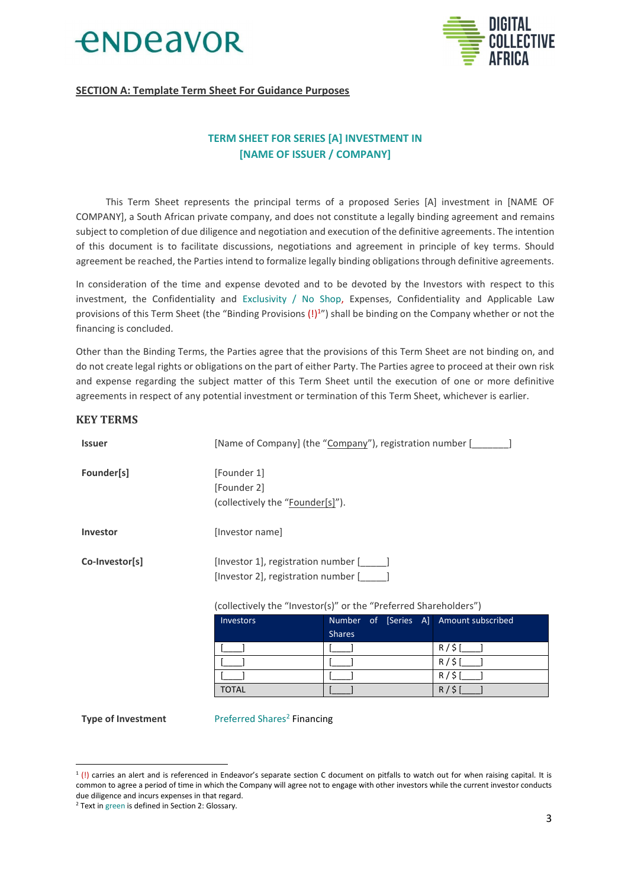**SECTION A: Template Term Sheet For Guidance Purposes**

## TERM SHEET FOR SERIES [A] INVESTMENT IN [NAME OF ISSUER / COMPANY]

This Term Sheet represents the principal terms of a proposed Series [A] investment in [NAME OF COMPANY], a South African private company, and does not constitute a legally binding agreement and remains subject to completion of due diligence and negotiation and execution of the definitive agreements. The intention of this document is to facilitate discussions, negotiations and agreement in principle of key terms. Should agreement be reached, the Parties intend to formalize legally binding obligations through definitive agreements.

In consideration of the time and expense devoted and to be devoted by the Investors with respect to this investment, the Confidentiality and Exclusivity / No Shop, Expenses, Confidentiality and Applicable Law provisions of this Term Sheet (the "Binding Provisions (!)[1]") shall be binding on the Company whether or not the financing is concluded.

Other than the Binding Terms, the Parties agree that the provisions of this Term Sheet are not binding on, and do not create legal rights or obligations on the part of either Party. The Parties agree to proceed at their own risk and expense regarding the subject matter of this Term Sheet until the execution of one or more definitive agreements in respect of any potential investment or termination of this Term Sheet, whichever is earlier.

### KEY TERMS

**Issuer**

[Name of Company] (the "Company"), registration number [_______]

**Founder[s]**

[Founder 1]
[Founder 2]
(collectively the "Founder[s]").

**Investor**

[Investor name]

**Co-Investor[s]**

[Investor 1], registration number [_____]
[Investor 2], registration number [_____]

(collectively the "Investor(s)" or the "Preferred Shareholders")

| Investors | Number of [Series A] Shares | Amount subscribed |
|---|---|---|
| [____] | [____] | R / $ [____] |
| [____] | [____] | R / $ [____] |
| [____] | [____] | R / $ [____] |
| TOTAL | [____] | R / $ [____] |

**Type of Investment**

Preferred Shares[2] Financing

---

[1] (!) carries an alert and is referenced in Endeavor's separate section C document on pitfalls to watch out for when raising capital. It is common to agree a period of time in which the Company will agree not to engage with other investors while the current investor conducts due diligence and incurs expenses in that regard.

[2] Text in green is defined in Section 2: Glossary.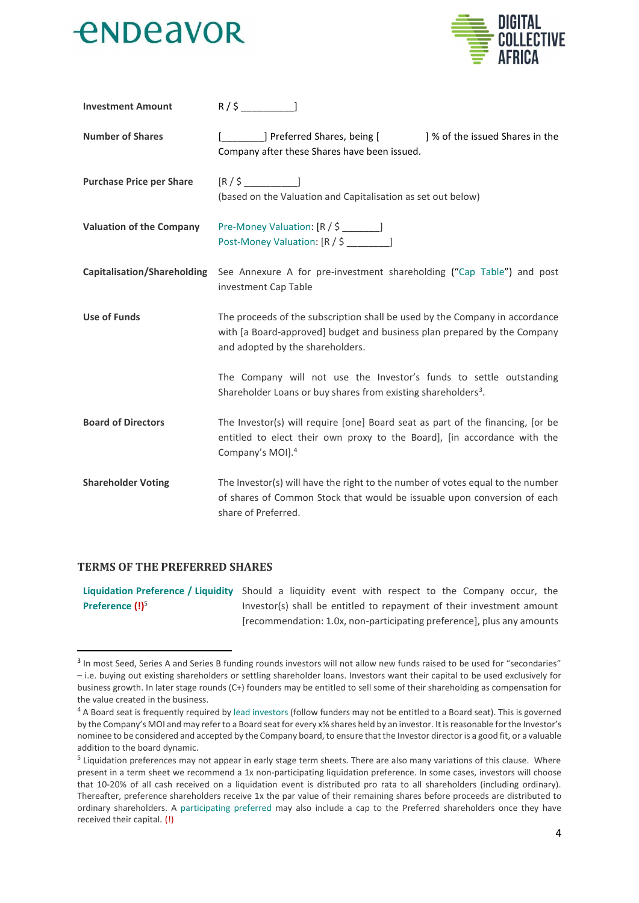| | |
|---|---|
| **Investment Amount** | R / $ __________] |
| **Number of Shares** | [________] Preferred Shares, being [ ] % of the issued Shares in the Company after these Shares have been issued. |
| **Purchase Price per Share** | [R / $ __________] (based on the Valuation and Capitalisation as set out below) |
| **Valuation of the Company** | Pre-Money Valuation: [R / $ _______] Post-Money Valuation: [R / $ ________] |
| **Capitalisation/Shareholding** | See Annexure A for pre-investment shareholding ("Cap Table") and post investment Cap Table |
| **Use of Funds** | The proceeds of the subscription shall be used by the Company in accordance with [a Board-approved] budget and business plan prepared by the Company and adopted by the shareholders. The Company will not use the Investor's funds to settle outstanding Shareholder Loans or buy shares from existing shareholders[3]. |
| **Board of Directors** | The Investor(s) will require [one] Board seat as part of the financing, [or be entitled to elect their own proxy to the Board], [in accordance with the Company's MOI].[4] |
| **Shareholder Voting** | The Investor(s) will have the right to the number of votes equal to the number of shares of Common Stock that would be issuable upon conversion of each share of Preferred. |

## TERMS OF THE PREFERRED SHARES

| | |
|---|---|
| **Liquidation Preference / Liquidity Preference (!)**[5] | Should a liquidity event with respect to the Company occur, the Investor(s) shall be entitled to repayment of their investment amount [recommendation: 1.0x, non-participating preference], plus any amounts |

---

[3] In most Seed, Series A and Series B funding rounds investors will not allow new funds raised to be used for "secondaries" – i.e. buying out existing shareholders or settling shareholder loans. Investors want their capital to be used exclusively for business growth. In later stage rounds (C+) founders may be entitled to sell some of their shareholding as compensation for the value created in the business.

[4] A Board seat is frequently required by lead investors (follow funders may not be entitled to a Board seat). This is governed by the Company's MOI and may refer to a Board seat for every x% shares held by an investor. It is reasonable for the Investor's nominee to be considered and accepted by the Company board, to ensure that the Investor director is a good fit, or a valuable addition to the board dynamic.

[5] Liquidation preferences may not appear in early stage term sheets. There are also many variations of this clause. Where present in a term sheet we recommend a 1x non-participating liquidation preference. In some cases, investors will choose that 10-20% of all cash received on a liquidation event is distributed pro rata to all shareholders (including ordinary). Thereafter, preference shareholders receive 1x the par value of their remaining shares before proceeds are distributed to ordinary shareholders. A participating preferred may also include a cap to the Preferred shareholders once they have received their capital. (!)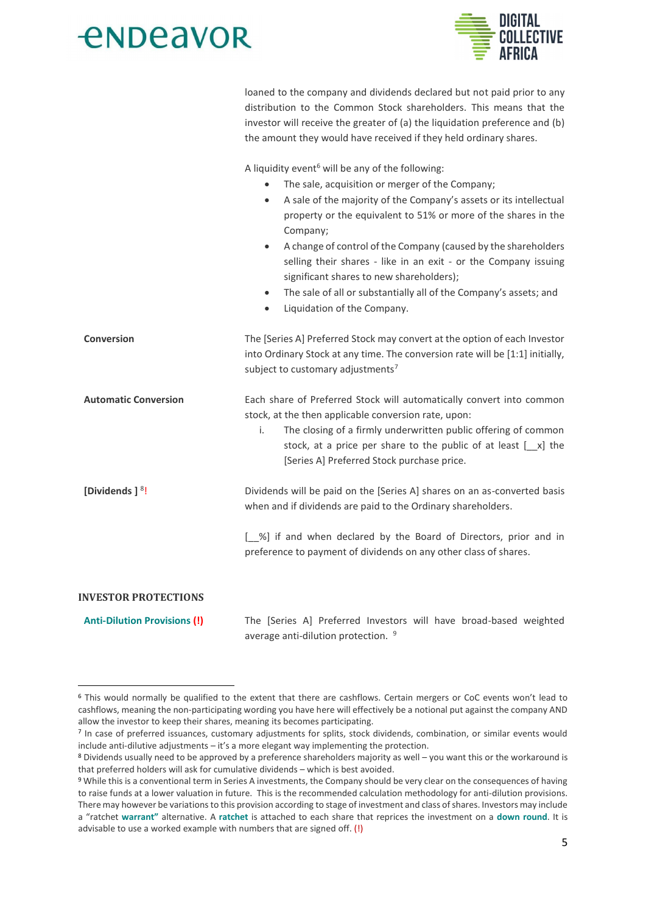| | |
|---|---|
| | loaned to the company and dividends declared but not paid prior to any distribution to the Common Stock shareholders. This means that the investor will receive the greater of (a) the liquidation preference and (b) the amount they would have received if they held ordinary shares.<br><br>A liquidity event[6] will be any of the following:<br>• The sale, acquisition or merger of the Company;<br>• A sale of the majority of the Company's assets or its intellectual property or the equivalent to 51% or more of the shares in the Company;<br>• A change of control of the Company (caused by the shareholders selling their shares - like in an exit - or the Company issuing significant shares to new shareholders);<br>• The sale of all or substantially all of the Company's assets; and<br>• Liquidation of the Company. |
| **Conversion** | The [Series A] Preferred Stock may convert at the option of each Investor into Ordinary Stock at any time. The conversion rate will be [1:1] initially, subject to customary adjustments[7] |
| **Automatic Conversion** | Each share of Preferred Stock will automatically convert into common stock, at the then applicable conversion rate, upon:<br>i. The closing of a firmly underwritten public offering of common stock, at a price per share to the public of at least [__x] the [Series A] Preferred Stock purchase price. |
| **[Dividends ]** [8]! | Dividends will be paid on the [Series A] shares on an as-converted basis when and if dividends are paid to the Ordinary shareholders.<br><br>[__%] if and when declared by the Board of Directors, prior and in preference to payment of dividends on any other class of shares. |

## INVESTOR PROTECTIONS

| | |
|---|---|
| **Anti-Dilution Provisions (!)** | The [Series A] Preferred Investors will have broad-based weighted average anti-dilution protection. [9] |

---

[6] This would normally be qualified to the extent that there are cashflows. Certain mergers or CoC events won't lead to cashflows, meaning the non-participating wording you have here will effectively be a notional put against the company AND allow the investor to keep their shares, meaning its becomes participating.

[7] In case of preferred issuances, customary adjustments for splits, stock dividends, combination, or similar events would include anti-dilutive adjustments – it's a more elegant way implementing the protection.

[8] Dividends usually need to be approved by a preference shareholders majority as well – you want this or the workaround is that preferred holders will ask for cumulative dividends – which is best avoided.

[9] While this is a conventional term in Series A investments, the Company should be very clear on the consequences of having to raise funds at a lower valuation in future. This is the recommended calculation methodology for anti-dilution provisions. There may however be variations to this provision according to stage of investment and class of shares. Investors may include a "ratchet **warrant"** alternative. A **ratchet** is attached to each share that reprices the investment on a **down round**. It is advisable to use a worked example with numbers that are signed off. (!)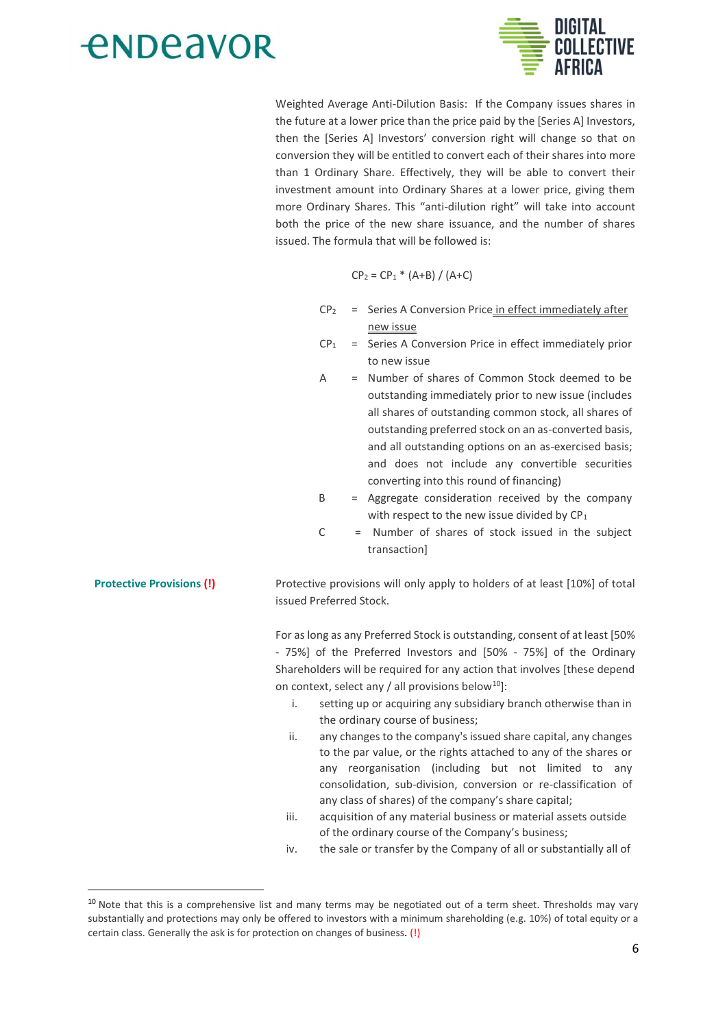Weighted Average Anti-Dilution Basis: If the Company issues shares in the future at a lower price than the price paid by the [Series A] Investors, then the [Series A] Investors' conversion right will change so that on conversion they will be entitled to convert each of their shares into more than 1 Ordinary Share. Effectively, they will be able to convert their investment amount into Ordinary Shares at a lower price, giving them more Ordinary Shares. This "anti-dilution right" will take into account both the price of the new share issuance, and the number of shares issued. The formula that will be followed is:

$$CP_2 = CP_1 * (A+B) / (A+C)$$

- $CP_2$ = Series A Conversion Price in effect immediately after new issue
- $CP_1$ = Series A Conversion Price in effect immediately prior to new issue
- A = Number of shares of Common Stock deemed to be outstanding immediately prior to new issue (includes all shares of outstanding common stock, all shares of outstanding preferred stock on an as-converted basis, and all outstanding options on an as-exercised basis; and does not include any convertible securities converting into this round of financing)
- B = Aggregate consideration received by the company with respect to the new issue divided by $CP_1$
- C = Number of shares of stock issued in the subject transaction]

**Protective Provisions (!)**

Protective provisions will only apply to holders of at least [10%] of total issued Preferred Stock.

For as long as any Preferred Stock is outstanding, consent of at least [50% - 75%] of the Preferred Investors and [50% - 75%] of the Ordinary Shareholders will be required for any action that involves [these depend on context, select any / all provisions below[10]]:

i. setting up or acquiring any subsidiary branch otherwise than in the ordinary course of business;
ii. any changes to the company's issued share capital, any changes to the par value, or the rights attached to any of the shares or any reorganisation (including but not limited to any consolidation, sub-division, conversion or re-classification of any class of shares) of the company's share capital;
iii. acquisition of any material business or material assets outside of the ordinary course of the Company's business;
iv. the sale or transfer by the Company of all or substantially all of

[10] Note that this is a comprehensive list and many terms may be negotiated out of a term sheet. Thresholds may vary substantially and protections may only be offered to investors with a minimum shareholding (e.g. 10%) of total equity or a certain class. Generally the ask is for protection on changes of business. (!)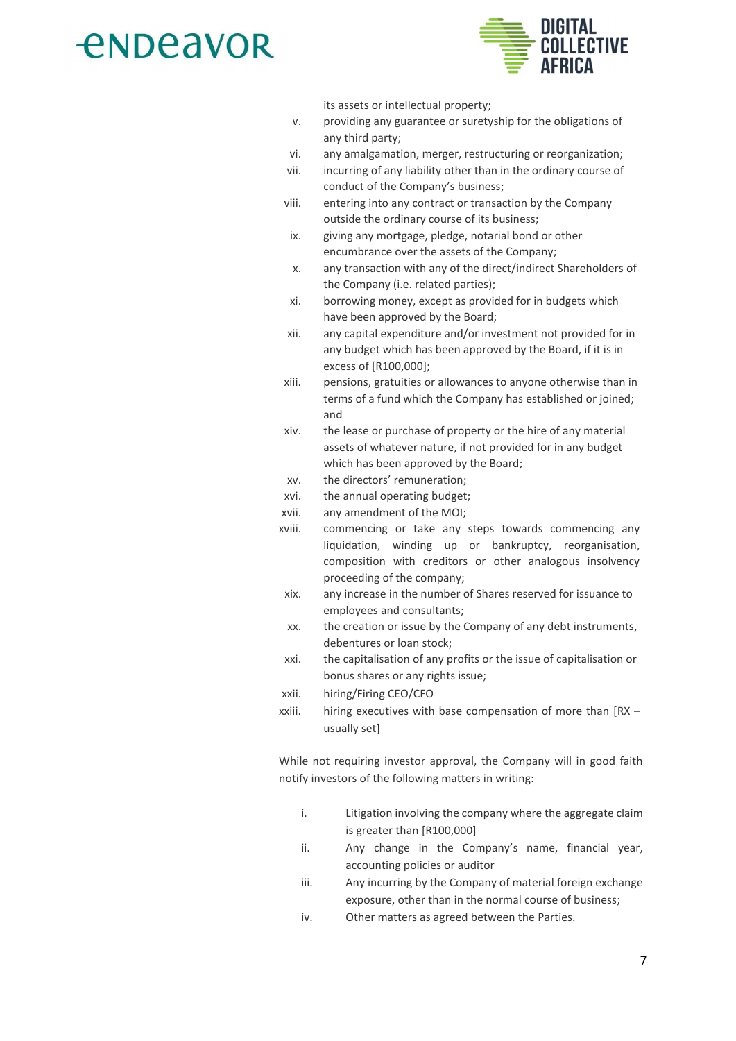its assets or intellectual property;

v. providing any guarantee or suretyship for the obligations of any third party;

vi. any amalgamation, merger, restructuring or reorganization;

vii. incurring of any liability other than in the ordinary course of conduct of the Company's business;

viii. entering into any contract or transaction by the Company outside the ordinary course of its business;

ix. giving any mortgage, pledge, notarial bond or other encumbrance over the assets of the Company;

x. any transaction with any of the direct/indirect Shareholders of the Company (i.e. related parties);

xi. borrowing money, except as provided for in budgets which have been approved by the Board;

xii. any capital expenditure and/or investment not provided for in any budget which has been approved by the Board, if it is in excess of [R100,000];

xiii. pensions, gratuities or allowances to anyone otherwise than in terms of a fund which the Company has established or joined; and

xiv. the lease or purchase of property or the hire of any material assets of whatever nature, if not provided for in any budget which has been approved by the Board;

xv. the directors' remuneration;

xvi. the annual operating budget;

xvii. any amendment of the MOI;

xviii. commencing or take any steps towards commencing any liquidation, winding up or bankruptcy, reorganisation, composition with creditors or other analogous insolvency proceeding of the company;

xix. any increase in the number of Shares reserved for issuance to employees and consultants;

xx. the creation or issue by the Company of any debt instruments, debentures or loan stock;

xxi. the capitalisation of any profits or the issue of capitalisation or bonus shares or any rights issue;

xxii. hiring/Firing CEO/CFO

xxiii. hiring executives with base compensation of more than [RX – usually set]

While not requiring investor approval, the Company will in good faith notify investors of the following matters in writing:

i. Litigation involving the company where the aggregate claim is greater than [R100,000]

ii. Any change in the Company's name, financial year, accounting policies or auditor

iii. Any incurring by the Company of material foreign exchange exposure, other than in the normal course of business;

iv. Other matters as agreed between the Parties.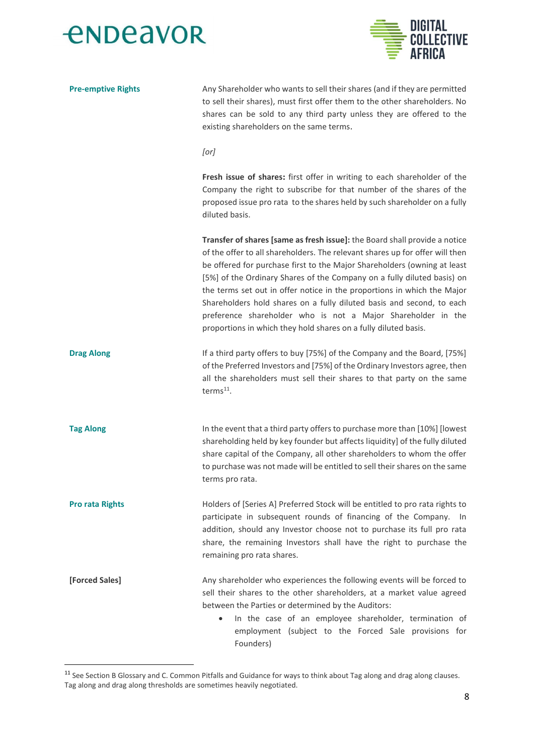| | |
|---|---|
| **Pre-emptive Rights** | Any Shareholder who wants to sell their shares (and if they are permitted to sell their shares), must first offer them to the other shareholders. No shares can be sold to any third party unless they are offered to the existing shareholders on the same terms.<br><br>*[or]*<br><br>**Fresh issue of shares:** first offer in writing to each shareholder of the Company the right to subscribe for that number of the shares of the proposed issue pro rata to the shares held by such shareholder on a fully diluted basis.<br><br>**Transfer of shares [same as fresh issue]:** the Board shall provide a notice of the offer to all shareholders. The relevant shares up for offer will then be offered for purchase first to the Major Shareholders (owning at least [5%] of the Ordinary Shares of the Company on a fully diluted basis) on the terms set out in offer notice in the proportions in which the Major Shareholders hold shares on a fully diluted basis and second, to each preference shareholder who is not a Major Shareholder in the proportions in which they hold shares on a fully diluted basis. |
| **Drag Along** | If a third party offers to buy [75%] of the Company and the Board, [75%] of the Preferred Investors and [75%] of the Ordinary Investors agree, then all the shareholders must sell their shares to that party on the same terms[11]. |
| **Tag Along** | In the event that a third party offers to purchase more than [10%] [lowest shareholding held by key founder but affects liquidity] of the fully diluted share capital of the Company, all other shareholders to whom the offer to purchase was not made will be entitled to sell their shares on the same terms pro rata. |
| **Pro rata Rights** | Holders of [Series A] Preferred Stock will be entitled to pro rata rights to participate in subsequent rounds of financing of the Company. In addition, should any Investor choose not to purchase its full pro rata share, the remaining Investors shall have the right to purchase the remaining pro rata shares. |
| **[Forced Sales]** | Any shareholder who experiences the following events will be forced to sell their shares to the other shareholders, at a market value agreed between the Parties or determined by the Auditors:<br>• In the case of an employee shareholder, termination of employment (subject to the Forced Sale provisions for Founders) |

[11] See Section B Glossary and C. Common Pitfalls and Guidance for ways to think about Tag along and drag along clauses. Tag along and drag along thresholds are sometimes heavily negotiated.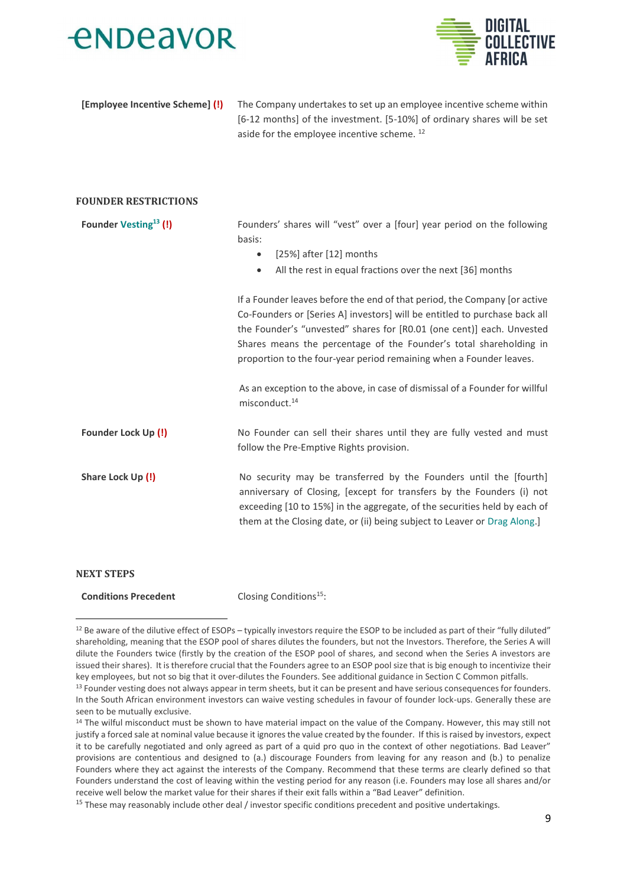| | |
|---|---|
| **[Employee Incentive Scheme] (!)** | The Company undertakes to set up an employee incentive scheme within [6-12 months] of the investment. [5-10%] of ordinary shares will be set aside for the employee incentive scheme. [12] |

## FOUNDER RESTRICTIONS

| | |
|---|---|
| **Founder Vesting[13] (!)** | Founders' shares will "vest" over a [four] year period on the following basis:<br>• [25%] after [12] months<br>• All the rest in equal fractions over the next [36] months<br><br>If a Founder leaves before the end of that period, the Company [or active Co-Founders or [Series A] investors] will be entitled to purchase back all the Founder's "unvested" shares for [R0.01 (one cent)] each. Unvested Shares means the percentage of the Founder's total shareholding in proportion to the four-year period remaining when a Founder leaves.<br><br>As an exception to the above, in case of dismissal of a Founder for willful misconduct.[14] |
| **Founder Lock Up (!)** | No Founder can sell their shares until they are fully vested and must follow the Pre-Emptive Rights provision. |
| **Share Lock Up (!)** | No security may be transferred by the Founders until the [fourth] anniversary of Closing, [except for transfers by the Founders (i) not exceeding [10 to 15%] in the aggregate, of the securities held by each of them at the Closing date, or (ii) being subject to Leaver or Drag Along.] |

## NEXT STEPS

| | |
|---|---|
| **Conditions Precedent** | Closing Conditions[15]: |

---

[12] Be aware of the dilutive effect of ESOPs – typically investors require the ESOP to be included as part of their "fully diluted" shareholding, meaning that the ESOP pool of shares dilutes the founders, but not the Investors. Therefore, the Series A will dilute the Founders twice (firstly by the creation of the ESOP pool of shares, and second when the Series A investors are issued their shares). It is therefore crucial that the Founders agree to an ESOP pool size that is big enough to incentivize their key employees, but not so big that it over-dilutes the Founders. See additional guidance in Section C Common pitfalls.

[13] Founder vesting does not always appear in term sheets, but it can be present and have serious consequences for founders. In the South African environment investors can waive vesting schedules in favour of founder lock-ups. Generally these are seen to be mutually exclusive.

[14] The wilful misconduct must be shown to have material impact on the value of the Company. However, this may still not justify a forced sale at nominal value because it ignores the value created by the founder. If this is raised by investors, expect it to be carefully negotiated and only agreed as part of a quid pro quo in the context of other negotiations. Bad Leaver" provisions are contentious and designed to (a.) discourage Founders from leaving for any reason and (b.) to penalize Founders where they act against the interests of the Company. Recommend that these terms are clearly defined so that Founders understand the cost of leaving within the vesting period for any reason (i.e. Founders may lose all shares and/or receive well below the market value for their shares if their exit falls within a "Bad Leaver" definition.

[15] These may reasonably include other deal / investor specific conditions precedent and positive undertakings.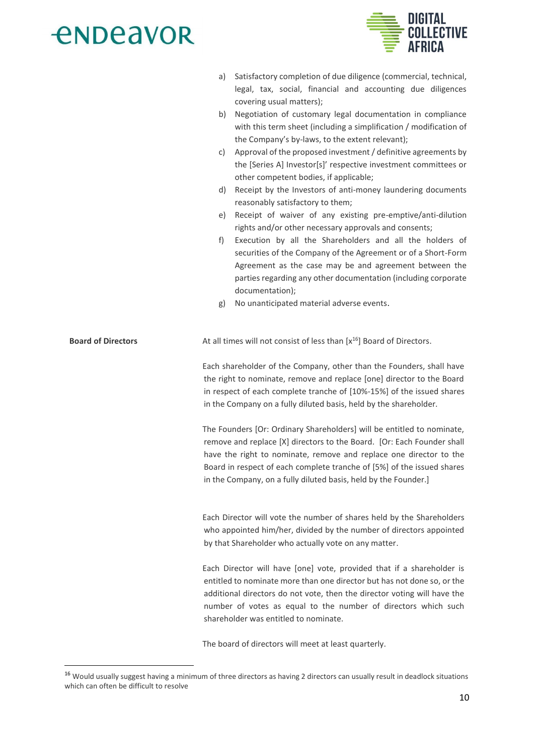a) Satisfactory completion of due diligence (commercial, technical, legal, tax, social, financial and accounting due diligences covering usual matters);
b) Negotiation of customary legal documentation in compliance with this term sheet (including a simplification / modification of the Company's by-laws, to the extent relevant);
c) Approval of the proposed investment / definitive agreements by the [Series A] Investor[s]' respective investment committees or other competent bodies, if applicable;
d) Receipt by the Investors of anti-money laundering documents reasonably satisfactory to them;
e) Receipt of waiver of any existing pre-emptive/anti-dilution rights and/or other necessary approvals and consents;
f) Execution by all the Shareholders and all the holders of securities of the Company of the Agreement or of a Short-Form Agreement as the case may be and agreement between the parties regarding any other documentation (including corporate documentation);
g) No unanticipated material adverse events.

**Board of Directors**

At all times will not consist of less than [x[16]] Board of Directors.

Each shareholder of the Company, other than the Founders, shall have the right to nominate, remove and replace [one] director to the Board in respect of each complete tranche of [10%-15%] of the issued shares in the Company on a fully diluted basis, held by the shareholder.

The Founders [Or: Ordinary Shareholders] will be entitled to nominate, remove and replace [X] directors to the Board. [Or: Each Founder shall have the right to nominate, remove and replace one director to the Board in respect of each complete tranche of [5%] of the issued shares in the Company, on a fully diluted basis, held by the Founder.]

Each Director will vote the number of shares held by the Shareholders who appointed him/her, divided by the number of directors appointed by that Shareholder who actually vote on any matter.

Each Director will have [one] vote, provided that if a shareholder is entitled to nominate more than one director but has not done so, or the additional directors do not vote, then the director voting will have the number of votes as equal to the number of directors which such shareholder was entitled to nominate.

The board of directors will meet at least quarterly.

---

[16] Would usually suggest having a minimum of three directors as having 2 directors can usually result in deadlock situations which can often be difficult to resolve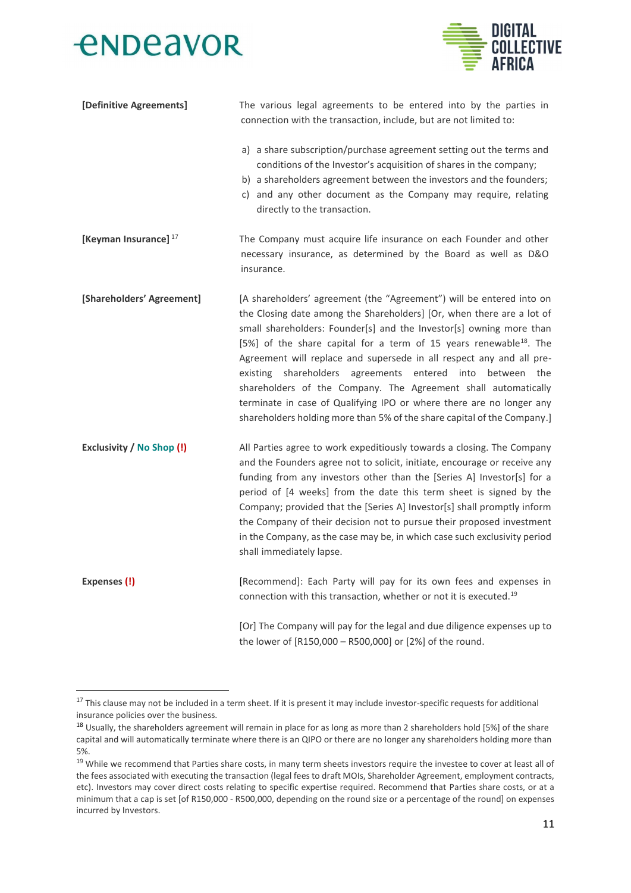| | |
|---|---|
| **[Definitive Agreements]** | The various legal agreements to be entered into by the parties in connection with the transaction, include, but are not limited to:<br><br>a) a share subscription/purchase agreement setting out the terms and conditions of the Investor's acquisition of shares in the company;<br>b) a shareholders agreement between the investors and the founders;<br>c) and any other document as the Company may require, relating directly to the transaction. |
| **[Keyman Insurance]** [17] | The Company must acquire life insurance on each Founder and other necessary insurance, as determined by the Board as well as D&O insurance. |
| **[Shareholders' Agreement]** | [A shareholders' agreement (the "Agreement") will be entered into on the Closing date among the Shareholders] [Or, when there are a lot of small shareholders: Founder[s] and the Investor[s] owning more than [5%] of the share capital for a term of 15 years renewable[18]. The Agreement will replace and supersede in all respect any and all pre-existing shareholders agreements entered into between the shareholders of the Company. The Agreement shall automatically terminate in case of Qualifying IPO or where there are no longer any shareholders holding more than 5% of the share capital of the Company.] |
| **Exclusivity / No Shop (!)** | All Parties agree to work expeditiously towards a closing. The Company and the Founders agree not to solicit, initiate, encourage or receive any funding from any investors other than the [Series A] Investor[s] for a period of [4 weeks] from the date this term sheet is signed by the Company; provided that the [Series A] Investor[s] shall promptly inform the Company of their decision not to pursue their proposed investment in the Company, as the case may be, in which case such exclusivity period shall immediately lapse. |
| **Expenses (!)** | [Recommend]: Each Party will pay for its own fees and expenses in connection with this transaction, whether or not it is executed.[19]<br><br>[Or] The Company will pay for the legal and due diligence expenses up to the lower of [R150,000 – R500,000] or [2%] of the round. |

[17] This clause may not be included in a term sheet. If it is present it may include investor-specific requests for additional insurance policies over the business.

[18] Usually, the shareholders agreement will remain in place for as long as more than 2 shareholders hold [5%] of the share capital and will automatically terminate where there is an QIPO or there are no longer any shareholders holding more than 5%.

[19] While we recommend that Parties share costs, in many term sheets investors require the investee to cover at least all of the fees associated with executing the transaction (legal fees to draft MOIs, Shareholder Agreement, employment contracts, etc). Investors may cover direct costs relating to specific expertise required. Recommend that Parties share costs, or at a minimum that a cap is set [of R150,000 - R500,000, depending on the round size or a percentage of the round] on expenses incurred by Investors.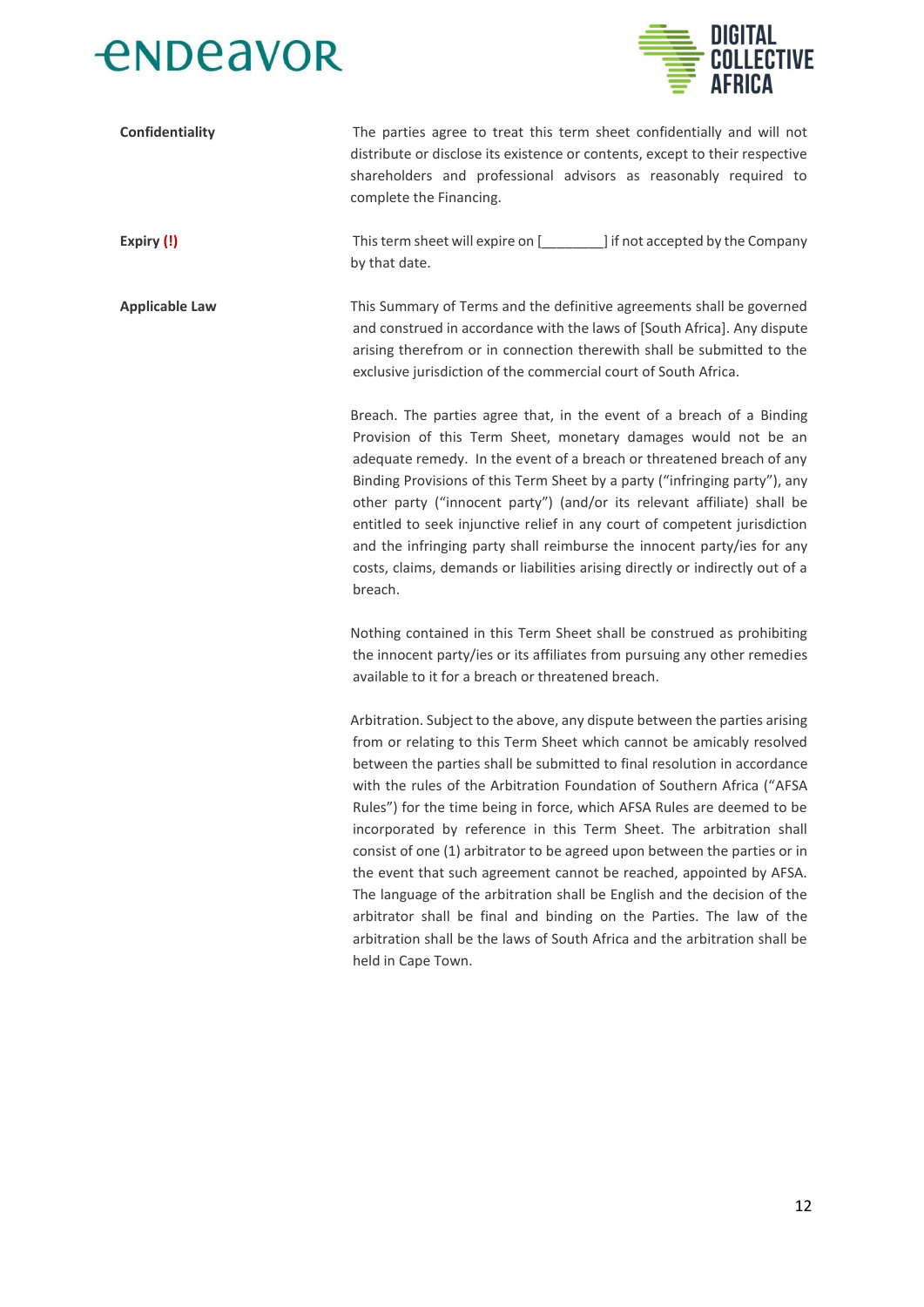| | |
|---|---|
| **Confidentiality** | The parties agree to treat this term sheet confidentially and will not distribute or disclose its existence or contents, except to their respective shareholders and professional advisors as reasonably required to complete the Financing. |
| **Expiry (!)** | This term sheet will expire on [________] if not accepted by the Company by that date. |
| **Applicable Law** | This Summary of Terms and the definitive agreements shall be governed and construed in accordance with the laws of [South Africa]. Any dispute arising therefrom or in connection therewith shall be submitted to the exclusive jurisdiction of the commercial court of South Africa.<br><br>Breach. The parties agree that, in the event of a breach of a Binding Provision of this Term Sheet, monetary damages would not be an adequate remedy. In the event of a breach or threatened breach of any Binding Provisions of this Term Sheet by a party ("infringing party"), any other party ("innocent party") (and/or its relevant affiliate) shall be entitled to seek injunctive relief in any court of competent jurisdiction and the infringing party shall reimburse the innocent party/ies for any costs, claims, demands or liabilities arising directly or indirectly out of a breach.<br><br>Nothing contained in this Term Sheet shall be construed as prohibiting the innocent party/ies or its affiliates from pursuing any other remedies available to it for a breach or threatened breach.<br><br>Arbitration. Subject to the above, any dispute between the parties arising from or relating to this Term Sheet which cannot be amicably resolved between the parties shall be submitted to final resolution in accordance with the rules of the Arbitration Foundation of Southern Africa ("AFSA Rules") for the time being in force, which AFSA Rules are deemed to be incorporated by reference in this Term Sheet. The arbitration shall consist of one (1) arbitrator to be agreed upon between the parties or in the event that such agreement cannot be reached, appointed by AFSA. The language of the arbitration shall be English and the decision of the arbitrator shall be final and binding on the Parties. The law of the arbitration shall be the laws of South Africa and the arbitration shall be held in Cape Town. |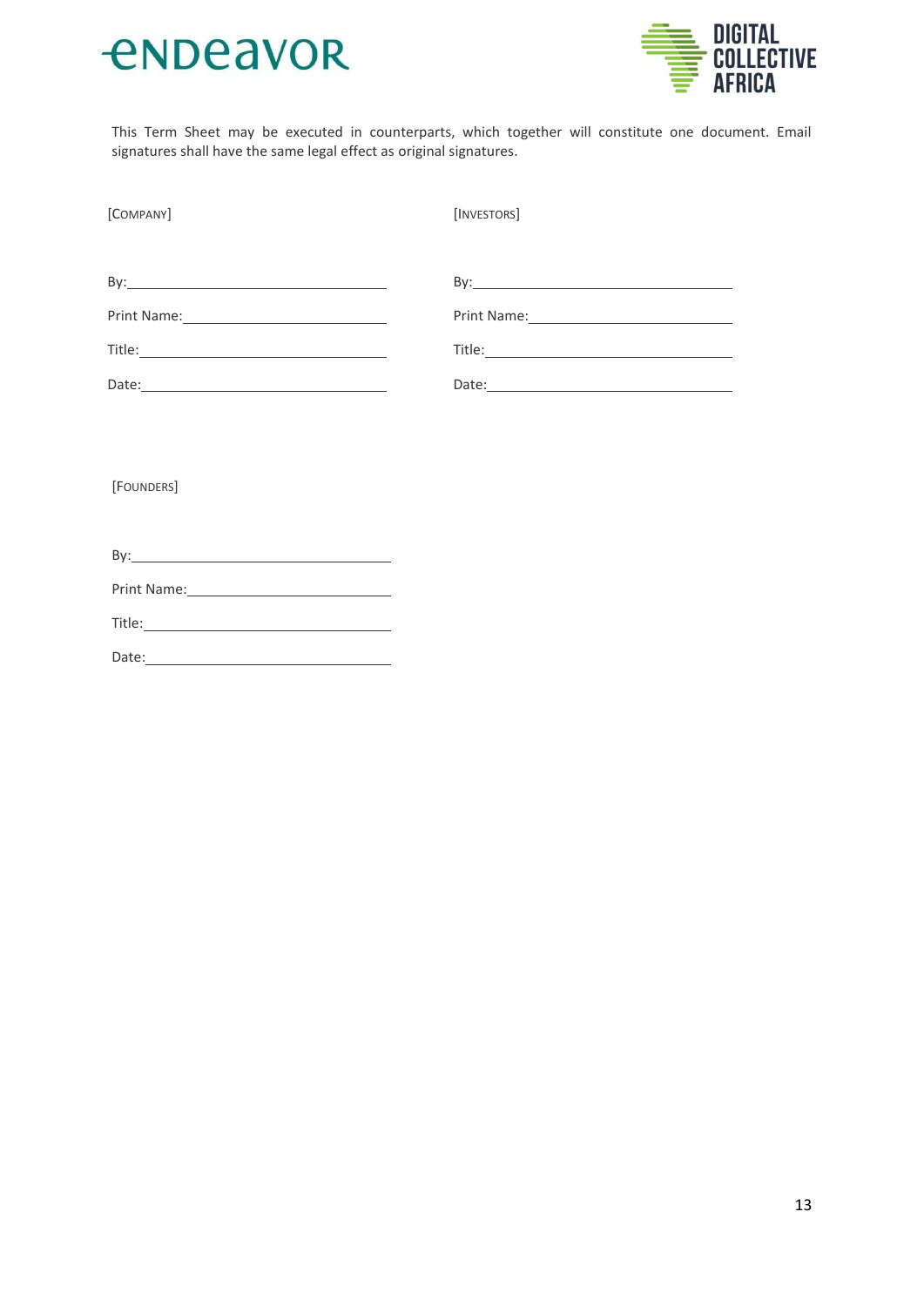This Term Sheet may be executed in counterparts, which together will constitute one document. Email signatures shall have the same legal effect as original signatures.

[COMPANY]

By:\_\_\_\_\_\_\_\_\_\_\_\_\_\_\_\_\_\_\_\_\_\_\_\_\_\_\_\_\_\_\_\_

Print Name:\_\_\_\_\_\_\_\_\_\_\_\_\_\_\_\_\_\_\_\_\_\_\_\_\_\_

Title:\_\_\_\_\_\_\_\_\_\_\_\_\_\_\_\_\_\_\_\_\_\_\_\_\_\_\_\_\_\_\_

Date:\_\_\_\_\_\_\_\_\_\_\_\_\_\_\_\_\_\_\_\_\_\_\_\_\_\_\_\_\_\_\_

[INVESTORS]

By:\_\_\_\_\_\_\_\_\_\_\_\_\_\_\_\_\_\_\_\_\_\_\_\_\_\_\_\_\_\_\_\_

Print Name:\_\_\_\_\_\_\_\_\_\_\_\_\_\_\_\_\_\_\_\_\_\_\_\_\_\_

Title:\_\_\_\_\_\_\_\_\_\_\_\_\_\_\_\_\_\_\_\_\_\_\_\_\_\_\_\_\_\_\_

Date:\_\_\_\_\_\_\_\_\_\_\_\_\_\_\_\_\_\_\_\_\_\_\_\_\_\_\_\_\_\_\_

[FOUNDERS]

By:\_\_\_\_\_\_\_\_\_\_\_\_\_\_\_\_\_\_\_\_\_\_\_\_\_\_\_\_\_\_\_\_

Print Name:\_\_\_\_\_\_\_\_\_\_\_\_\_\_\_\_\_\_\_\_\_\_\_\_\_\_

Title:\_\_\_\_\_\_\_\_\_\_\_\_\_\_\_\_\_\_\_\_\_\_\_\_\_\_\_\_\_\_\_

Date:\_\_\_\_\_\_\_\_\_\_\_\_\_\_\_\_\_\_\_\_\_\_\_\_\_\_\_\_\_\_\_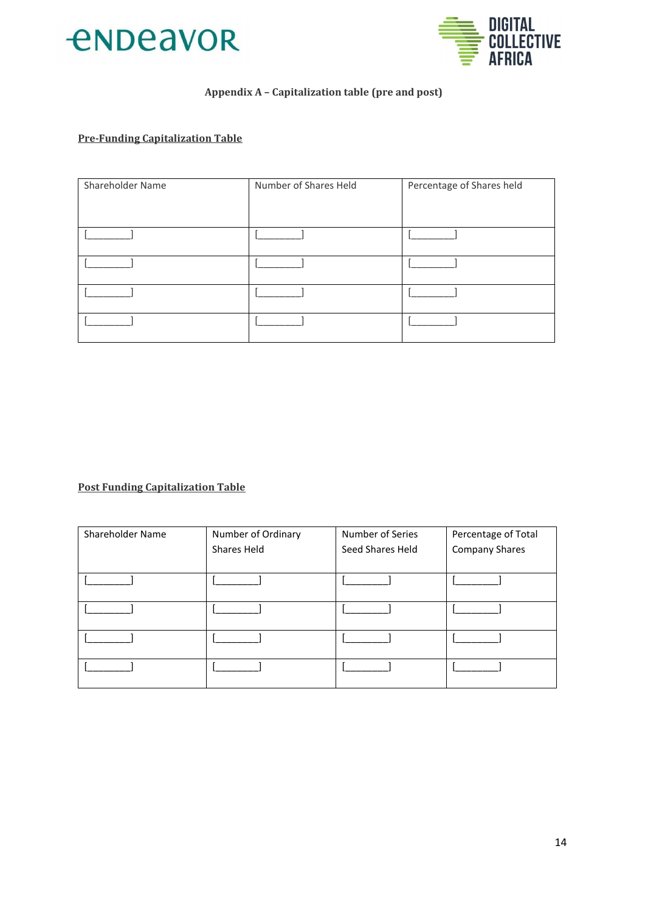## Appendix A – Capitalization table (pre and post)

### Pre-Funding Capitalization Table

| Shareholder Name | Number of Shares Held | Percentage of Shares held |
|---|---|---|
| [________] | [________] | [________] |
| [________] | [________] | [________] |
| [________] | [________] | [________] |
| [________] | [________] | [________] |

### Post Funding Capitalization Table

| Shareholder Name | Number of Ordinary Shares Held | Number of Series Seed Shares Held | Percentage of Total Company Shares |
|---|---|---|---|
| [________] | [________] | [________] | [________] |
| [________] | [________] | [________] | [________] |
| [________] | [________] | [________] | [________] |
| [________] | [________] | [________] | [________] |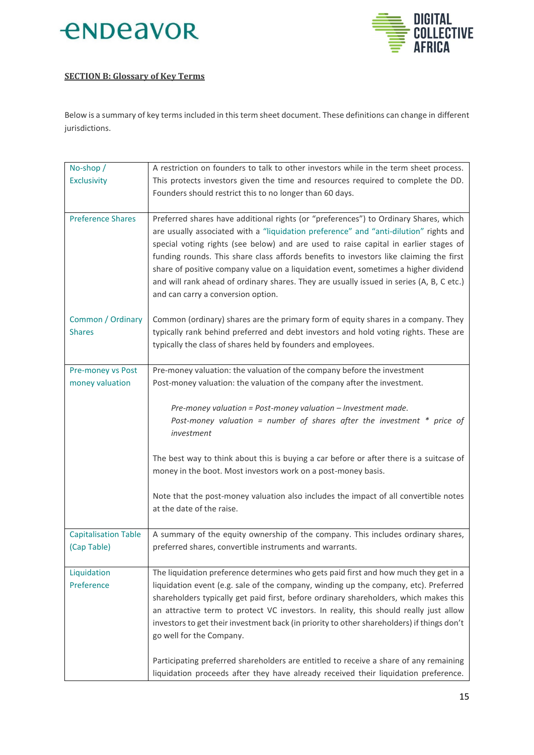**SECTION B: Glossary of Key Terms**

Below is a summary of key terms included in this term sheet document. These definitions can change in different jurisdictions.

| Term | Definition |
|---|---|
| No-shop / Exclusivity | A restriction on founders to talk to other investors while in the term sheet process. This protects investors given the time and resources required to complete the DD. Founders should restrict this to no longer than 60 days. |
| Preference Shares | Preferred shares have additional rights (or "preferences") to Ordinary Shares, which are usually associated with a "liquidation preference" and "anti-dilution" rights and special voting rights (see below) and are used to raise capital in earlier stages of funding rounds. This share class affords benefits to investors like claiming the first share of positive company value on a liquidation event, sometimes a higher dividend and will rank ahead of ordinary shares. They are usually issued in series (A, B, C etc.) and can carry a conversion option. |
| Common / Ordinary Shares | Common (ordinary) shares are the primary form of equity shares in a company. They typically rank behind preferred and debt investors and hold voting rights. These are typically the class of shares held by founders and employees. |
| Pre-money vs Post money valuation | Pre-money valuation: the valuation of the company before the investment<br>Post-money valuation: the valuation of the company after the investment.<br><br>*Pre-money valuation = Post-money valuation – Investment made.*<br>*Post-money valuation = number of shares after the investment * price of investment*<br><br>The best way to think about this is buying a car before or after there is a suitcase of money in the boot. Most investors work on a post-money basis.<br><br>Note that the post-money valuation also includes the impact of all convertible notes at the date of the raise. |
| Capitalisation Table (Cap Table) | A summary of the equity ownership of the company. This includes ordinary shares, preferred shares, convertible instruments and warrants. |
| Liquidation Preference | The liquidation preference determines who gets paid first and how much they get in a liquidation event (e.g. sale of the company, winding up the company, etc). Preferred shareholders typically get paid first, before ordinary shareholders, which makes this an attractive term to protect VC investors. In reality, this should really just allow investors to get their investment back (in priority to other shareholders) if things don't go well for the Company.<br><br>Participating preferred shareholders are entitled to receive a share of any remaining liquidation proceeds after they have already received their liquidation preference. |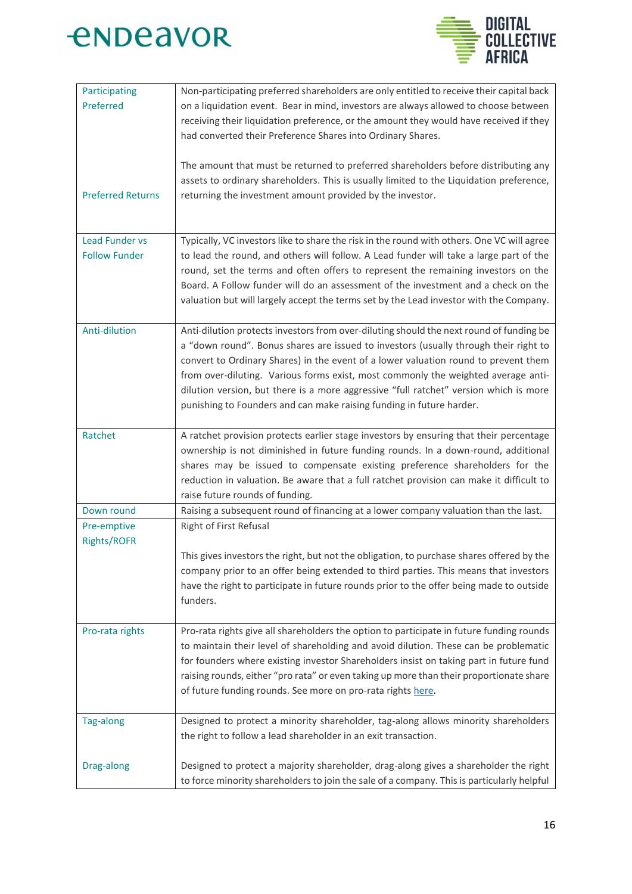| | |
|---|---|
| Participating Preferred | Non-participating preferred shareholders are only entitled to receive their capital back on a liquidation event. Bear in mind, investors are always allowed to choose between receiving their liquidation preference, or the amount they would have received if they had converted their Preference Shares into Ordinary Shares. |
| Preferred Returns | The amount that must be returned to preferred shareholders before distributing any assets to ordinary shareholders. This is usually limited to the Liquidation preference, returning the investment amount provided by the investor. |
| Lead Funder vs Follow Funder | Typically, VC investors like to share the risk in the round with others. One VC will agree to lead the round, and others will follow. A Lead funder will take a large part of the round, set the terms and often offers to represent the remaining investors on the Board. A Follow funder will do an assessment of the investment and a check on the valuation but will largely accept the terms set by the Lead investor with the Company. |
| Anti-dilution | Anti-dilution protects investors from over-diluting should the next round of funding be a "down round". Bonus shares are issued to investors (usually through their right to convert to Ordinary Shares) in the event of a lower valuation round to prevent them from over-diluting. Various forms exist, most commonly the weighted average anti-dilution version, but there is a more aggressive "full ratchet" version which is more punishing to Founders and can make raising funding in future harder. |
| Ratchet | A ratchet provision protects earlier stage investors by ensuring that their percentage ownership is not diminished in future funding rounds. In a down-round, additional shares may be issued to compensate existing preference shareholders for the reduction in valuation. Be aware that a full ratchet provision can make it difficult to raise future rounds of funding. |
| Down round | Raising a subsequent round of financing at a lower company valuation than the last. |
| Pre-emptive Rights/ROFR | Right of First Refusal<br><br>This gives investors the right, but not the obligation, to purchase shares offered by the company prior to an offer being extended to third parties. This means that investors have the right to participate in future rounds prior to the offer being made to outside funders. |
| Pro-rata rights | Pro-rata rights give all shareholders the option to participate in future funding rounds to maintain their level of shareholding and avoid dilution. These can be problematic for founders where existing investor Shareholders insist on taking part in future fund raising rounds, either "pro rata" or even taking up more than their proportionate share of future funding rounds. See more on pro-rata rights here. |
| Tag-along | Designed to protect a minority shareholder, tag-along allows minority shareholders the right to follow a lead shareholder in an exit transaction. |
| Drag-along | Designed to protect a majority shareholder, drag-along gives a shareholder the right to force minority shareholders to join the sale of a company. This is particularly helpful |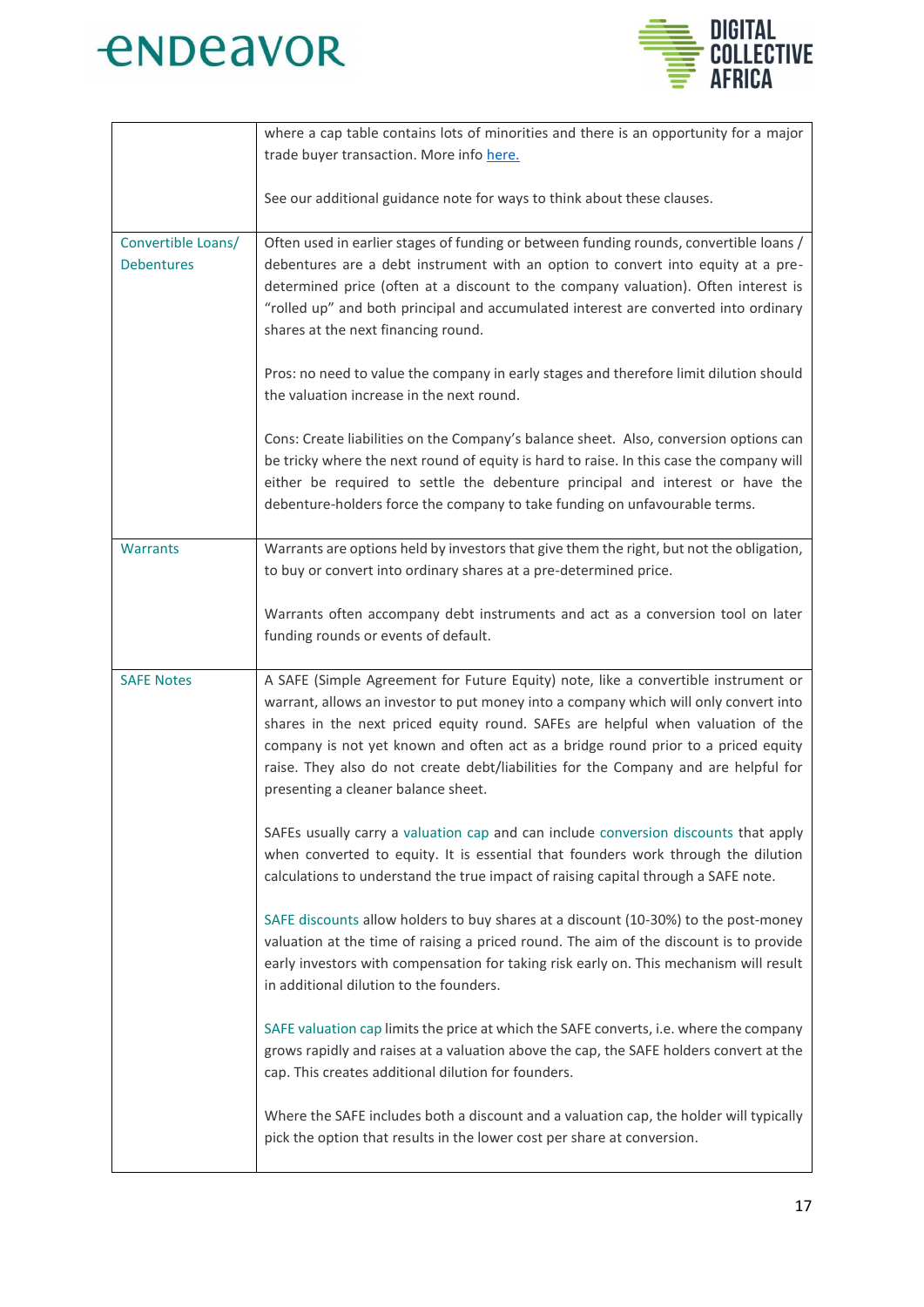| | |
|---|---|
| | where a cap table contains lots of minorities and there is an opportunity for a major trade buyer transaction. More info [here.](#)<br><br>See our additional guidance note for ways to think about these clauses. |
| Convertible Loans/ Debentures | Often used in earlier stages of funding or between funding rounds, convertible loans / debentures are a debt instrument with an option to convert into equity at a pre-determined price (often at a discount to the company valuation). Often interest is "rolled up" and both principal and accumulated interest are converted into ordinary shares at the next financing round.<br><br>Pros: no need to value the company in early stages and therefore limit dilution should the valuation increase in the next round.<br><br>Cons: Create liabilities on the Company's balance sheet. Also, conversion options can be tricky where the next round of equity is hard to raise. In this case the company will either be required to settle the debenture principal and interest or have the debenture-holders force the company to take funding on unfavourable terms. |
| Warrants | Warrants are options held by investors that give them the right, but not the obligation, to buy or convert into ordinary shares at a pre-determined price.<br><br>Warrants often accompany debt instruments and act as a conversion tool on later funding rounds or events of default. |
| SAFE Notes | A SAFE (Simple Agreement for Future Equity) note, like a convertible instrument or warrant, allows an investor to put money into a company which will only convert into shares in the next priced equity round. SAFEs are helpful when valuation of the company is not yet known and often act as a bridge round prior to a priced equity raise. They also do not create debt/liabilities for the Company and are helpful for presenting a cleaner balance sheet.<br><br>SAFEs usually carry a valuation cap and can include conversion discounts that apply when converted to equity. It is essential that founders work through the dilution calculations to understand the true impact of raising capital through a SAFE note.<br><br>SAFE discounts allow holders to buy shares at a discount (10-30%) to the post-money valuation at the time of raising a priced round. The aim of the discount is to provide early investors with compensation for taking risk early on. This mechanism will result in additional dilution to the founders.<br><br>SAFE valuation cap limits the price at which the SAFE converts, i.e. where the company grows rapidly and raises at a valuation above the cap, the SAFE holders convert at the cap. This creates additional dilution for founders.<br><br>Where the SAFE includes both a discount and a valuation cap, the holder will typically pick the option that results in the lower cost per share at conversion. |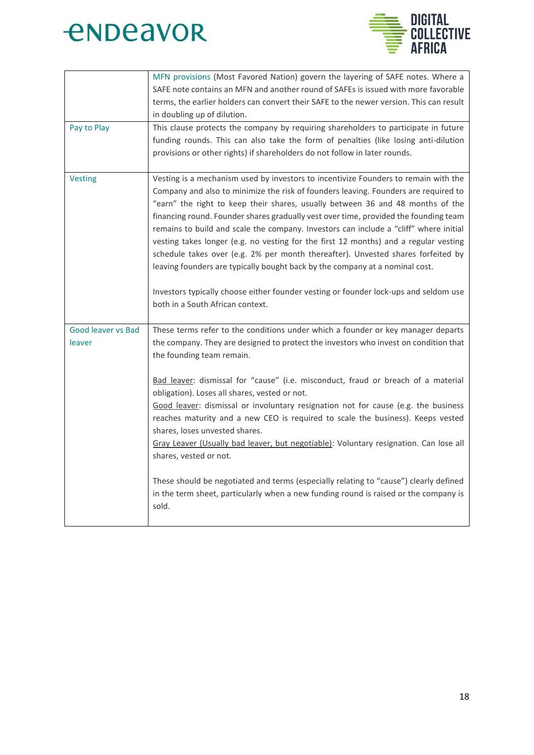| | |
|---|---|
| | MFN provisions (Most Favored Nation) govern the layering of SAFE notes. Where a SAFE note contains an MFN and another round of SAFEs is issued with more favorable terms, the earlier holders can convert their SAFE to the newer version. This can result in doubling up of dilution. |
| Pay to Play | This clause protects the company by requiring shareholders to participate in future funding rounds. This can also take the form of penalties (like losing anti-dilution provisions or other rights) if shareholders do not follow in later rounds. |
| Vesting | Vesting is a mechanism used by investors to incentivize Founders to remain with the Company and also to minimize the risk of founders leaving. Founders are required to "earn" the right to keep their shares, usually between 36 and 48 months of the financing round. Founder shares gradually vest over time, provided the founding team remains to build and scale the company. Investors can include a "cliff" where initial vesting takes longer (e.g. no vesting for the first 12 months) and a regular vesting schedule takes over (e.g. 2% per month thereafter). Unvested shares forfeited by leaving founders are typically bought back by the company at a nominal cost.<br><br>Investors typically choose either founder vesting or founder lock-ups and seldom use both in a South African context. |
| Good leaver vs Bad leaver | These terms refer to the conditions under which a founder or key manager departs the company. They are designed to protect the investors who invest on condition that the founding team remain.<br><br><u>Bad leaver</u>: dismissal for "cause" (i.e. misconduct, fraud or breach of a material obligation). Loses all shares, vested or not.<br><u>Good leaver</u>: dismissal or involuntary resignation not for cause (e.g. the business reaches maturity and a new CEO is required to scale the business). Keeps vested shares, loses unvested shares.<br><u>Gray Leaver (Usually bad leaver, but negotiable)</u>: Voluntary resignation. Can lose all shares, vested or not.<br><br>These should be negotiated and terms (especially relating to "cause") clearly defined in the term sheet, particularly when a new funding round is raised or the company is sold. |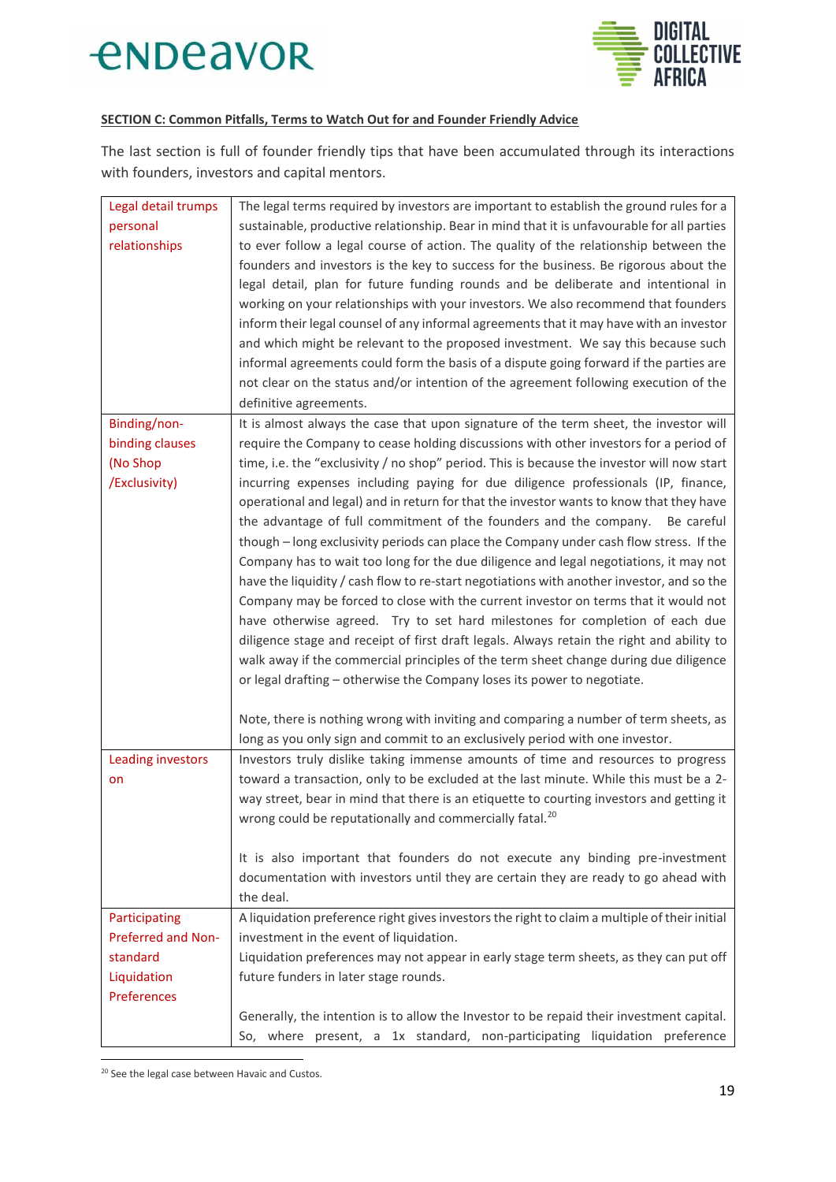**SECTION C: Common Pitfalls, Terms to Watch Out for and Founder Friendly Advice**

The last section is full of founder friendly tips that have been accumulated through its interactions with founders, investors and capital mentors.

| | |
|---|---|
| Legal detail trumps personal relationships | The legal terms required by investors are important to establish the ground rules for a sustainable, productive relationship. Bear in mind that it is unfavourable for all parties to ever follow a legal course of action. The quality of the relationship between the founders and investors is the key to success for the business. Be rigorous about the legal detail, plan for future funding rounds and be deliberate and intentional in working on your relationships with your investors. We also recommend that founders inform their legal counsel of any informal agreements that it may have with an investor and which might be relevant to the proposed investment. We say this because such informal agreements could form the basis of a dispute going forward if the parties are not clear on the status and/or intention of the agreement following execution of the definitive agreements. |
| Binding/non-binding clauses (No Shop /Exclusivity) | It is almost always the case that upon signature of the term sheet, the investor will require the Company to cease holding discussions with other investors for a period of time, i.e. the "exclusivity / no shop" period. This is because the investor will now start incurring expenses including paying for due diligence professionals (IP, finance, operational and legal) and in return for that the investor wants to know that they have the advantage of full commitment of the founders and the company. Be careful though – long exclusivity periods can place the Company under cash flow stress. If the Company has to wait too long for the due diligence and legal negotiations, it may not have the liquidity / cash flow to re-start negotiations with another investor, and so the Company may be forced to close with the current investor on terms that it would not have otherwise agreed. Try to set hard milestones for completion of each due diligence stage and receipt of first draft legals. Always retain the right and ability to walk away if the commercial principles of the term sheet change during due diligence or legal drafting – otherwise the Company loses its power to negotiate.<br><br>Note, there is nothing wrong with inviting and comparing a number of term sheets, as long as you only sign and commit to an exclusively period with one investor. |
| Leading investors on | Investors truly dislike taking immense amounts of time and resources to progress toward a transaction, only to be excluded at the last minute. While this must be a 2-way street, bear in mind that there is an etiquette to courting investors and getting it wrong could be reputationally and commercially fatal.[20]<br><br>It is also important that founders do not execute any binding pre-investment documentation with investors until they are certain they are ready to go ahead with the deal. |
| Participating Preferred and Non-standard Liquidation Preferences | A liquidation preference right gives investors the right to claim a multiple of their initial investment in the event of liquidation.<br>Liquidation preferences may not appear in early stage term sheets, as they can put off future funders in later stage rounds.<br><br>Generally, the intention is to allow the Investor to be repaid their investment capital. So, where present, a 1x standard, non-participating liquidation preference |

[20] See the legal case between Havaic and Custos.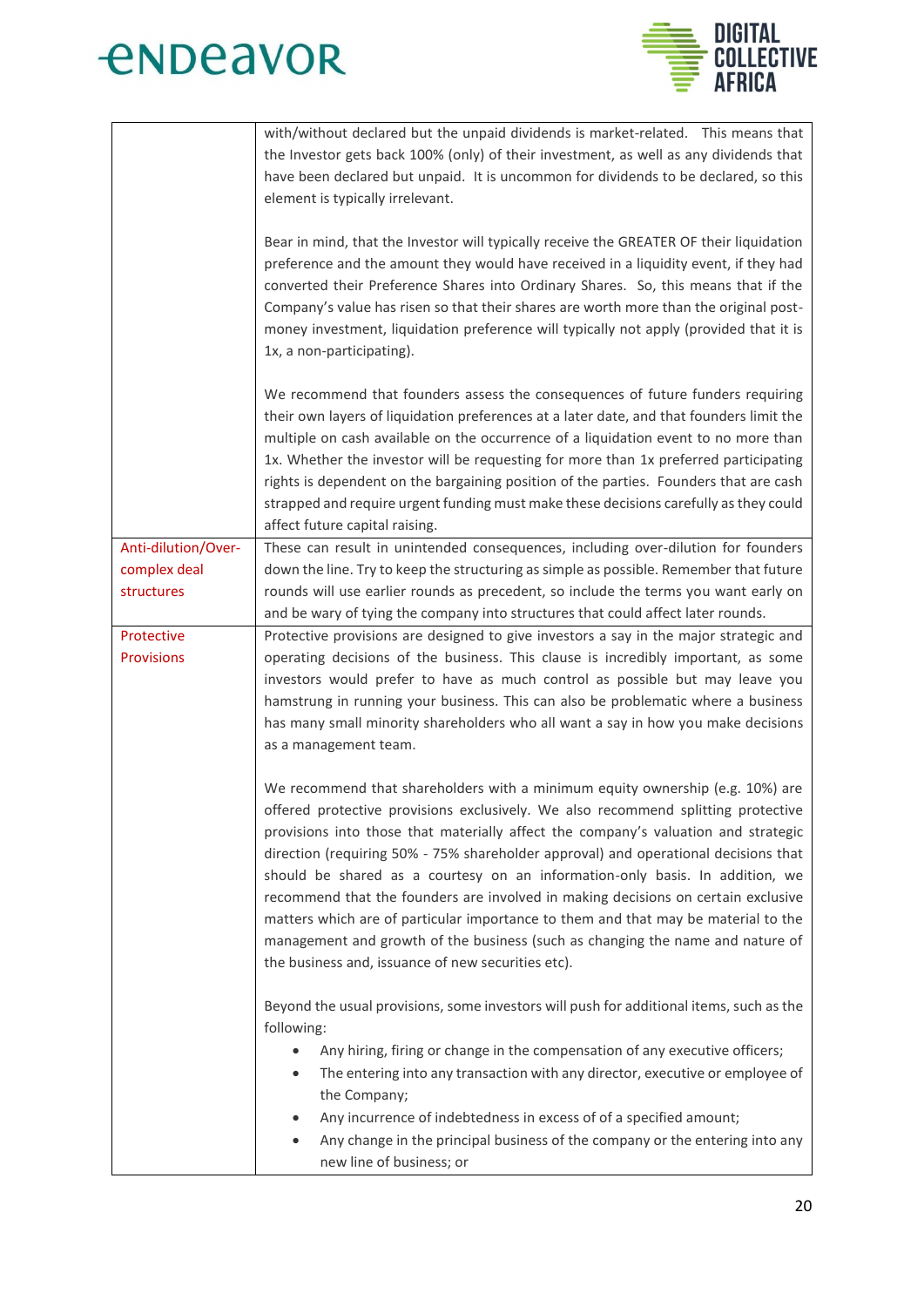| | |
|---|---|
| | with/without declared but the unpaid dividends is market-related. This means that the Investor gets back 100% (only) of their investment, as well as any dividends that have been declared but unpaid. It is uncommon for dividends to be declared, so this element is typically irrelevant.<br><br>Bear in mind, that the Investor will typically receive the GREATER OF their liquidation preference and the amount they would have received in a liquidity event, if they had converted their Preference Shares into Ordinary Shares. So, this means that if the Company's value has risen so that their shares are worth more than the original post-money investment, liquidation preference will typically not apply (provided that it is 1x, a non-participating).<br><br>We recommend that founders assess the consequences of future funders requiring their own layers of liquidation preferences at a later date, and that founders limit the multiple on cash available on the occurrence of a liquidation event to no more than 1x. Whether the investor will be requesting for more than 1x preferred participating rights is dependent on the bargaining position of the parties. Founders that are cash strapped and require urgent funding must make these decisions carefully as they could affect future capital raising. |
| Anti-dilution/Over-complex deal structures | These can result in unintended consequences, including over-dilution for founders down the line. Try to keep the structuring as simple as possible. Remember that future rounds will use earlier rounds as precedent, so include the terms you want early on and be wary of tying the company into structures that could affect later rounds. |
| Protective Provisions | Protective provisions are designed to give investors a say in the major strategic and operating decisions of the business. This clause is incredibly important, as some investors would prefer to have as much control as possible but may leave you hamstrung in running your business. This can also be problematic where a business has many small minority shareholders who all want a say in how you make decisions as a management team.<br><br>We recommend that shareholders with a minimum equity ownership (e.g. 10%) are offered protective provisions exclusively. We also recommend splitting protective provisions into those that materially affect the company's valuation and strategic direction (requiring 50% - 75% shareholder approval) and operational decisions that should be shared as a courtesy on an information-only basis. In addition, we recommend that the founders are involved in making decisions on certain exclusive matters which are of particular importance to them and that may be material to the management and growth of the business (such as changing the name and nature of the business and, issuance of new securities etc).<br><br>Beyond the usual provisions, some investors will push for additional items, such as the following:<br>• Any hiring, firing or change in the compensation of any executive officers;<br>• The entering into any transaction with any director, executive or employee of the Company;<br>• Any incurrence of indebtedness in excess of of a specified amount;<br>• Any change in the principal business of the company or the entering into any new line of business; or |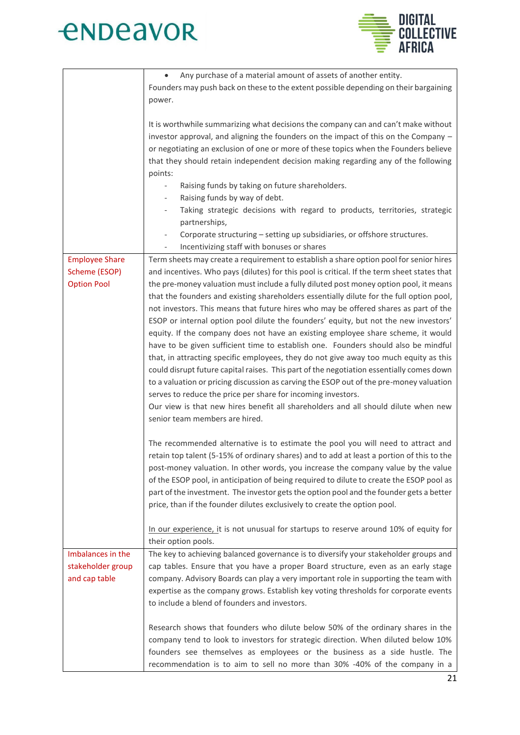| | |
|---|---|
| | • Any purchase of a material amount of assets of another entity.<br>Founders may push back on these to the extent possible depending on their bargaining power.<br><br>It is worthwhile summarizing what decisions the company can and can't make without investor approval, and aligning the founders on the impact of this on the Company – or negotiating an exclusion of one or more of these topics when the Founders believe that they should retain independent decision making regarding any of the following points:<br>- Raising funds by taking on future shareholders.<br>- Raising funds by way of debt.<br>- Taking strategic decisions with regard to products, territories, strategic partnerships,<br>- Corporate structuring – setting up subsidiaries, or offshore structures.<br>- Incentivizing staff with bonuses or shares |
| Employee Share Scheme (ESOP) Option Pool | Term sheets may create a requirement to establish a share option pool for senior hires and incentives. Who pays (dilutes) for this pool is critical. If the term sheet states that the pre-money valuation must include a fully diluted post money option pool, it means that the founders and existing shareholders essentially dilute for the full option pool, not investors. This means that future hires who may be offered shares as part of the ESOP or internal option pool dilute the founders' equity, but not the new investors' equity. If the company does not have an existing employee share scheme, it would have to be given sufficient time to establish one. Founders should also be mindful that, in attracting specific employees, they do not give away too much equity as this could disrupt future capital raises. This part of the negotiation essentially comes down to a valuation or pricing discussion as carving the ESOP out of the pre-money valuation serves to reduce the price per share for incoming investors.<br>Our view is that new hires benefit all shareholders and all should dilute when new senior team members are hired.<br><br>The recommended alternative is to estimate the pool you will need to attract and retain top talent (5-15% of ordinary shares) and to add at least a portion of this to the post-money valuation. In other words, you increase the company value by the value of the ESOP pool, in anticipation of being required to dilute to create the ESOP pool as part of the investment. The investor gets the option pool and the founder gets a better price, than if the founder dilutes exclusively to create the option pool.<br><br>In our experience, it is not unusual for startups to reserve around 10% of equity for their option pools. |
| Imbalances in the stakeholder group and cap table | The key to achieving balanced governance is to diversify your stakeholder groups and cap tables. Ensure that you have a proper Board structure, even as an early stage company. Advisory Boards can play a very important role in supporting the team with expertise as the company grows. Establish key voting thresholds for corporate events to include a blend of founders and investors.<br><br>Research shows that founders who dilute below 50% of the ordinary shares in the company tend to look to investors for strategic direction. When diluted below 10% founders see themselves as employees or the business as a side hustle. The recommendation is to aim to sell no more than 30% -40% of the company in a |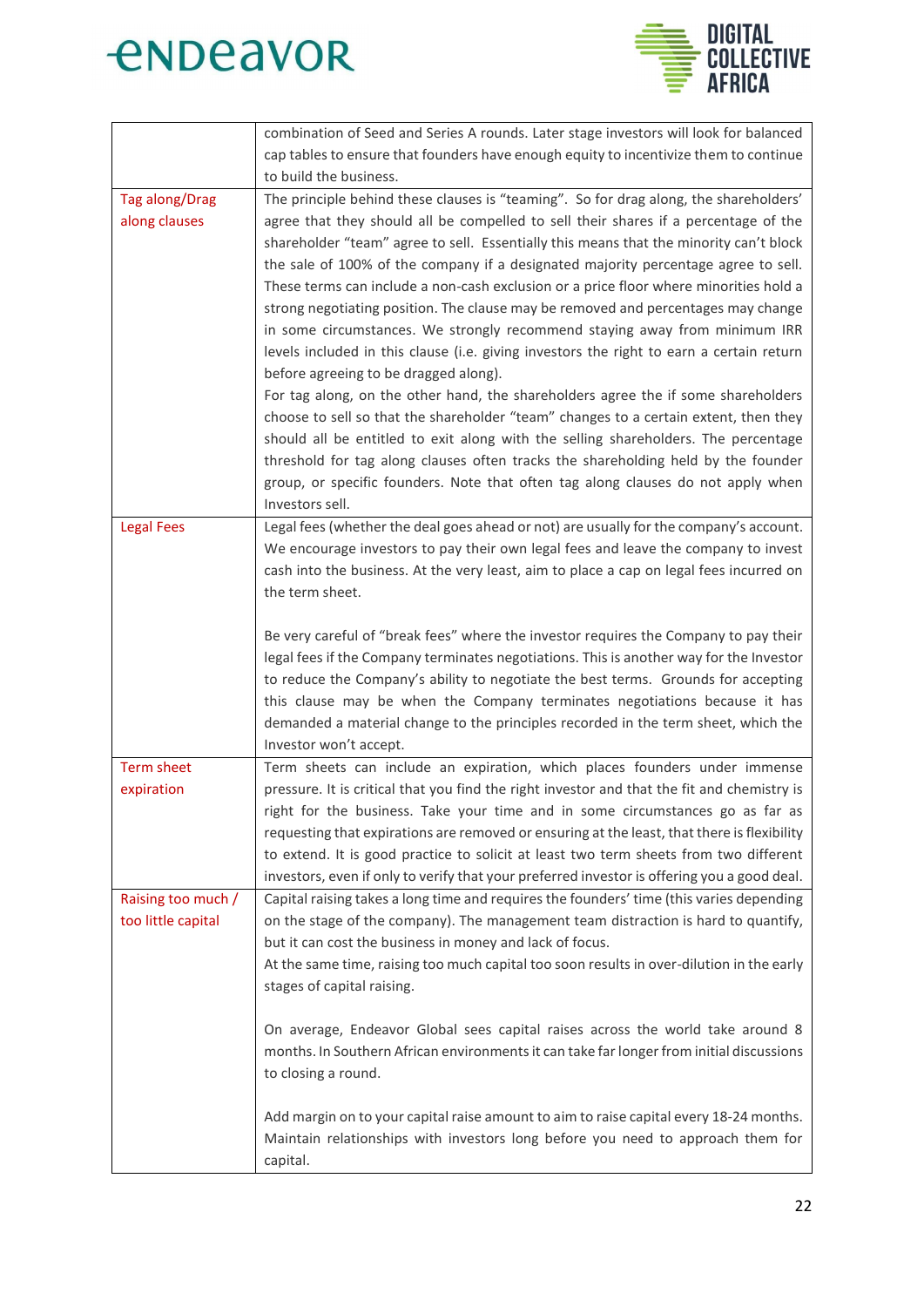| | |
|---|---|
| | combination of Seed and Series A rounds. Later stage investors will look for balanced cap tables to ensure that founders have enough equity to incentivize them to continue to build the business. |
| Tag along/Drag along clauses | The principle behind these clauses is "teaming". So for drag along, the shareholders' agree that they should all be compelled to sell their shares if a percentage of the shareholder "team" agree to sell. Essentially this means that the minority can't block the sale of 100% of the company if a designated majority percentage agree to sell. These terms can include a non-cash exclusion or a price floor where minorities hold a strong negotiating position. The clause may be removed and percentages may change in some circumstances. We strongly recommend staying away from minimum IRR levels included in this clause (i.e. giving investors the right to earn a certain return before agreeing to be dragged along).<br>For tag along, on the other hand, the shareholders agree the if some shareholders choose to sell so that the shareholder "team" changes to a certain extent, then they should all be entitled to exit along with the selling shareholders. The percentage threshold for tag along clauses often tracks the shareholding held by the founder group, or specific founders. Note that often tag along clauses do not apply when Investors sell. |
| Legal Fees | Legal fees (whether the deal goes ahead or not) are usually for the company's account. We encourage investors to pay their own legal fees and leave the company to invest cash into the business. At the very least, aim to place a cap on legal fees incurred on the term sheet.<br><br>Be very careful of "break fees" where the investor requires the Company to pay their legal fees if the Company terminates negotiations. This is another way for the Investor to reduce the Company's ability to negotiate the best terms. Grounds for accepting this clause may be when the Company terminates negotiations because it has demanded a material change to the principles recorded in the term sheet, which the Investor won't accept. |
| Term sheet expiration | Term sheets can include an expiration, which places founders under immense pressure. It is critical that you find the right investor and that the fit and chemistry is right for the business. Take your time and in some circumstances go as far as requesting that expirations are removed or ensuring at the least, that there is flexibility to extend. It is good practice to solicit at least two term sheets from two different investors, even if only to verify that your preferred investor is offering you a good deal. |
| Raising too much / too little capital | Capital raising takes a long time and requires the founders' time (this varies depending on the stage of the company). The management team distraction is hard to quantify, but it can cost the business in money and lack of focus.<br>At the same time, raising too much capital too soon results in over-dilution in the early stages of capital raising.<br><br>On average, Endeavor Global sees capital raises across the world take around 8 months. In Southern African environments it can take far longer from initial discussions to closing a round.<br><br>Add margin on to your capital raise amount to aim to raise capital every 18-24 months. Maintain relationships with investors long before you need to approach them for capital. |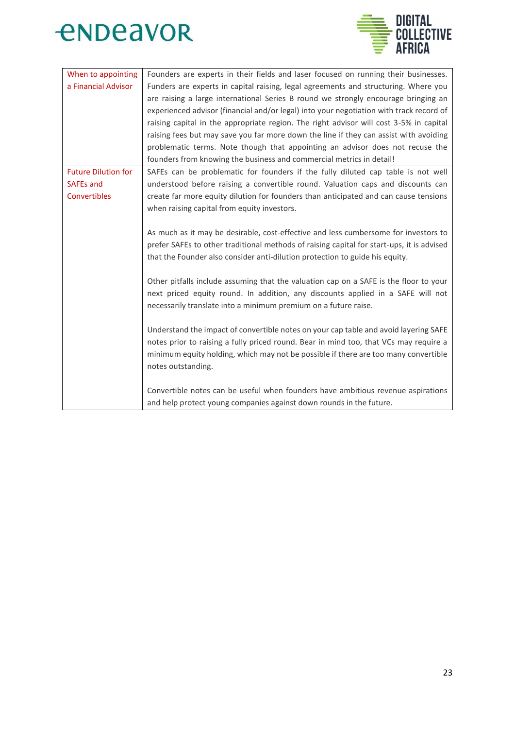| | |
|---|---|
| When to appointing a Financial Advisor | Founders are experts in their fields and laser focused on running their businesses. Funders are experts in capital raising, legal agreements and structuring. Where you are raising a large international Series B round we strongly encourage bringing an experienced advisor (financial and/or legal) into your negotiation with track record of raising capital in the appropriate region. The right advisor will cost 3-5% in capital raising fees but may save you far more down the line if they can assist with avoiding problematic terms. Note though that appointing an advisor does not recuse the founders from knowing the business and commercial metrics in detail! |
| Future Dilution for SAFEs and Convertibles | SAFEs can be problematic for founders if the fully diluted cap table is not well understood before raising a convertible round. Valuation caps and discounts can create far more equity dilution for founders than anticipated and can cause tensions when raising capital from equity investors.<br><br>As much as it may be desirable, cost-effective and less cumbersome for investors to prefer SAFEs to other traditional methods of raising capital for start-ups, it is advised that the Founder also consider anti-dilution protection to guide his equity.<br><br>Other pitfalls include assuming that the valuation cap on a SAFE is the floor to your next priced equity round. In addition, any discounts applied in a SAFE will not necessarily translate into a minimum premium on a future raise.<br><br>Understand the impact of convertible notes on your cap table and avoid layering SAFE notes prior to raising a fully priced round. Bear in mind too, that VCs may require a minimum equity holding, which may not be possible if there are too many convertible notes outstanding.<br><br>Convertible notes can be useful when founders have ambitious revenue aspirations and help protect young companies against down rounds in the future. |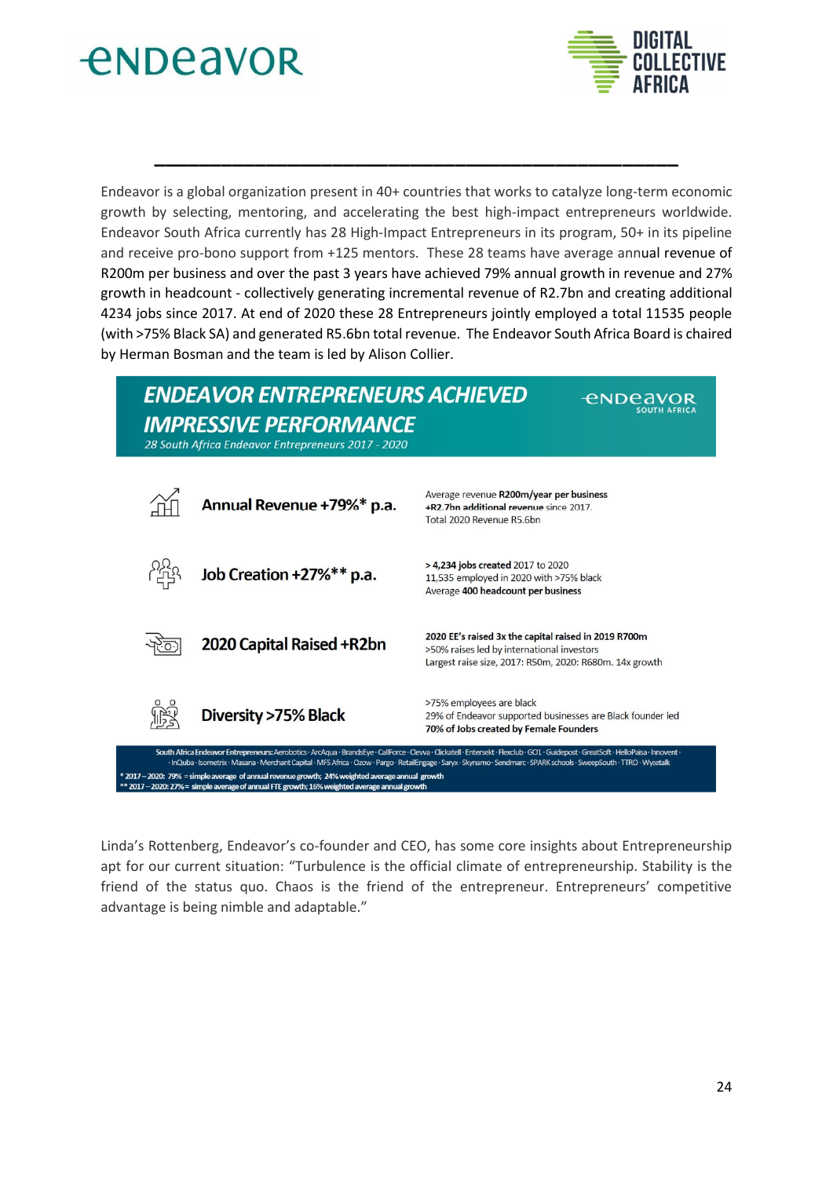Endeavor is a global organization present in 40+ countries that works to catalyze long-term economic growth by selecting, mentoring, and accelerating the best high-impact entrepreneurs worldwide. Endeavor South Africa currently has 28 High-Impact Entrepreneurs in its program, 50+ in its pipeline and receive pro-bono support from +125 mentors. These 28 teams have average annual revenue of R200m per business and over the past 3 years have achieved 79% annual growth in revenue and 27% growth in headcount - collectively generating incremental revenue of R2.7bn and creating additional 4234 jobs since 2017. At end of 2020 these 28 Entrepreneurs jointly employed a total 11535 people (with >75% Black SA) and generated R5.6bn total revenue. The Endeavor South Africa Board is chaired by Herman Bosman and the team is led by Alison Collier.

## ENDEAVOR ENTREPRENEURS ACHIEVED IMPRESSIVE PERFORMANCE

*28 South Africa Endeavor Entrepreneurs 2017 - 2020*

Endeavor South Africa

| | |
|---|---|
| **Annual Revenue +79%\* p.a.** | Average revenue **R200m/year per business**<br>**+R2.7bn additional revenue** since 2017<br>Total 2020 Revenue R5.6bn |
| **Job Creation +27%\*\* p.a.** | **> 4,234 jobs created** 2017 to 2020<br>11,535 employed in 2020 with >75% black<br>Average **400 headcount per business** |
| **2020 Capital Raised +R2bn** | **2020 EE's raised 3x the capital raised in 2019 R700m**<br>>50% raises led by international investors<br>Largest raise size, 2017: R50m, 2020: R680m. 14x growth |
| **Diversity >75% Black** | >75% employees are black<br>29% of Endeavor supported businesses are Black founder led<br>**70% of Jobs created by Female Founders** |

**South Africa Endeavor Entrepreneurs:** Aerobotics · ArcAqua · BrandsEye · CallForce · Clevva · Clickatell · Entersekt · Flexclub · GO1 · Guidepost · GreatSoft · HelloPaisa · Innovent · InQuba · Isometrix · Masana · Merchant Capital · MFS Africa · Ozow · Pargo · RetailEngage · Saryx · Skynamo · Sendmarc · SPARK schools · SweepSouth · TTRO · Wyzetalk

\* 2017 – 2020: 79% = simple average of annual revenue growth; 24% weighted average annual growth
\*\* 2017 – 2020: 27% = simple average of annual FTE growth; 16% weighted average annual growth

Linda's Rottenberg, Endeavor's co-founder and CEO, has some core insights about Entrepreneurship apt for our current situation: "Turbulence is the official climate of entrepreneurship. Stability is the friend of the status quo. Chaos is the friend of the entrepreneur. Entrepreneurs' competitive advantage is being nimble and adaptable."